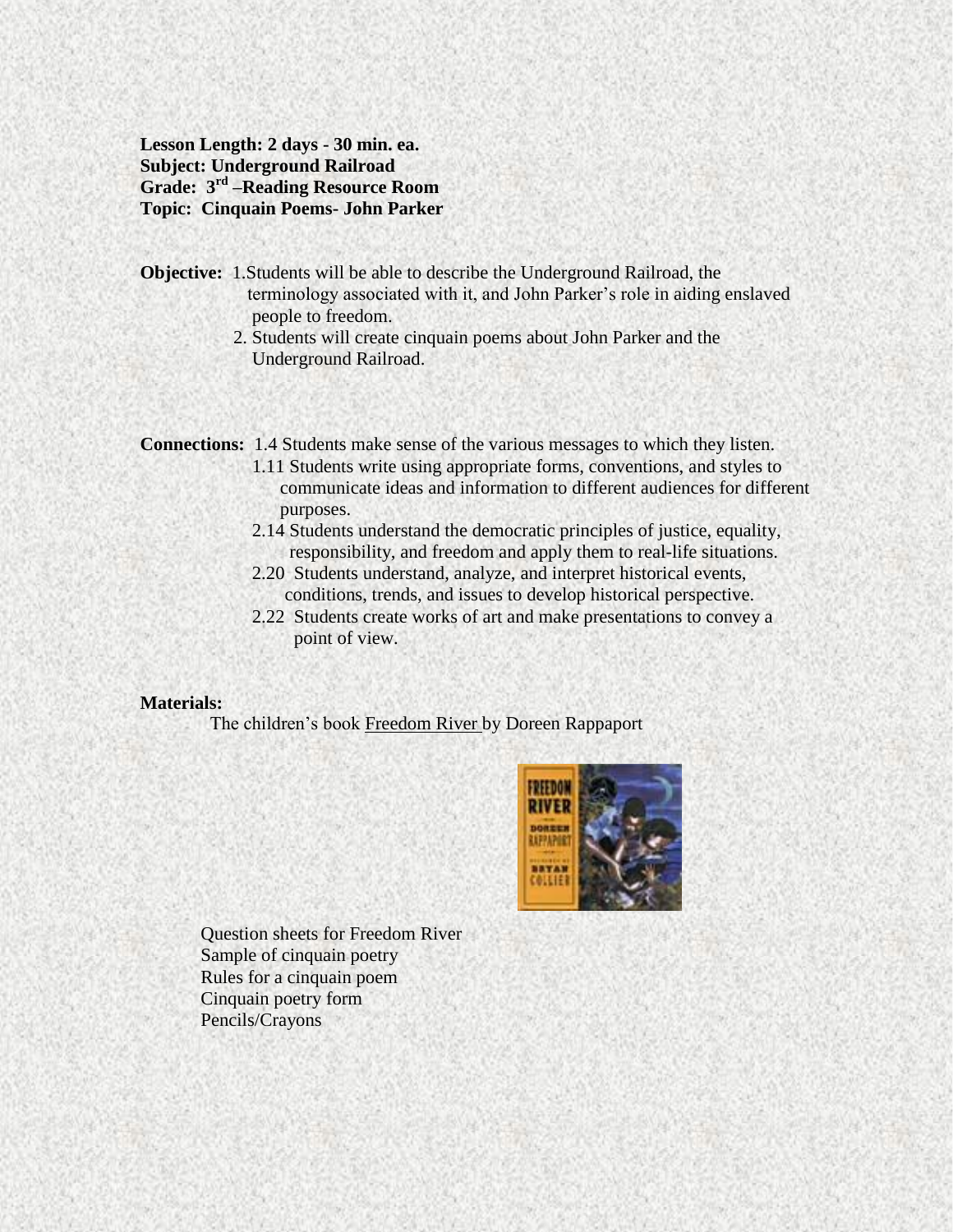**Lesson Length: 2 days - 30 min. ea.**
**Subject: Underground Railroad**
**Grade: 3rd –Reading Resource Room**
**Topic: Cinquain Poems- John Parker**

**Objective:** 1.Students will be able to describe the Underground Railroad, the terminology associated with it, and John Parker's role in aiding enslaved people to freedom.

2. Students will create cinquain poems about John Parker and the Underground Railroad.

**Connections:** 1.4 Students make sense of the various messages to which they listen.

1.11 Students write using appropriate forms, conventions, and styles to communicate ideas and information to different audiences for different purposes.

2.14 Students understand the democratic principles of justice, equality, responsibility, and freedom and apply them to real-life situations.

2.20 Students understand, analyze, and interpret historical events, conditions, trends, and issues to develop historical perspective.

2.22 Students create works of art and make presentations to convey a point of view.

**Materials:**

The children's book Freedom River by Doreen Rappaport

Question sheets for Freedom River
Sample of cinquain poetry
Rules for a cinquain poem
Cinquain poetry form
Pencils/Crayons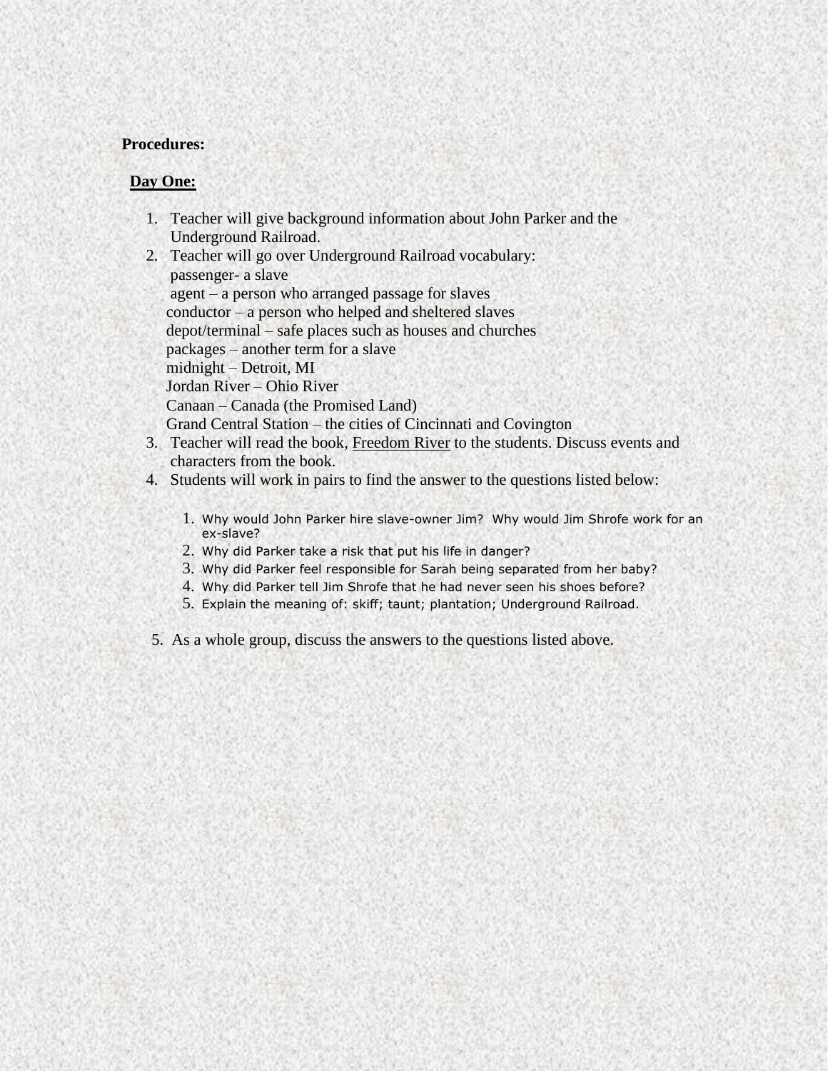**Procedures:**

**Day One:**

1. Teacher will give background information about John Parker and the Underground Railroad.
2. Teacher will go over Underground Railroad vocabulary:
   passenger- a slave
   agent – a person who arranged passage for slaves
   conductor – a person who helped and sheltered slaves
   depot/terminal – safe places such as houses and churches
   packages – another term for a slave
   midnight – Detroit, MI
   Jordan River – Ohio River
   Canaan – Canada (the Promised Land)
   Grand Central Station – the cities of Cincinnati and Covington
3. Teacher will read the book, Freedom River to the students. Discuss events and characters from the book.
4. Students will work in pairs to find the answer to the questions listed below:

   1. Why would John Parker hire slave-owner Jim? Why would Jim Shrofe work for an ex-slave?
   2. Why did Parker take a risk that put his life in danger?
   3. Why did Parker feel responsible for Sarah being separated from her baby?
   4. Why did Parker tell Jim Shrofe that he had never seen his shoes before?
   5. Explain the meaning of: skiff; taunt; plantation; Underground Railroad.

5. As a whole group, discuss the answers to the questions listed above.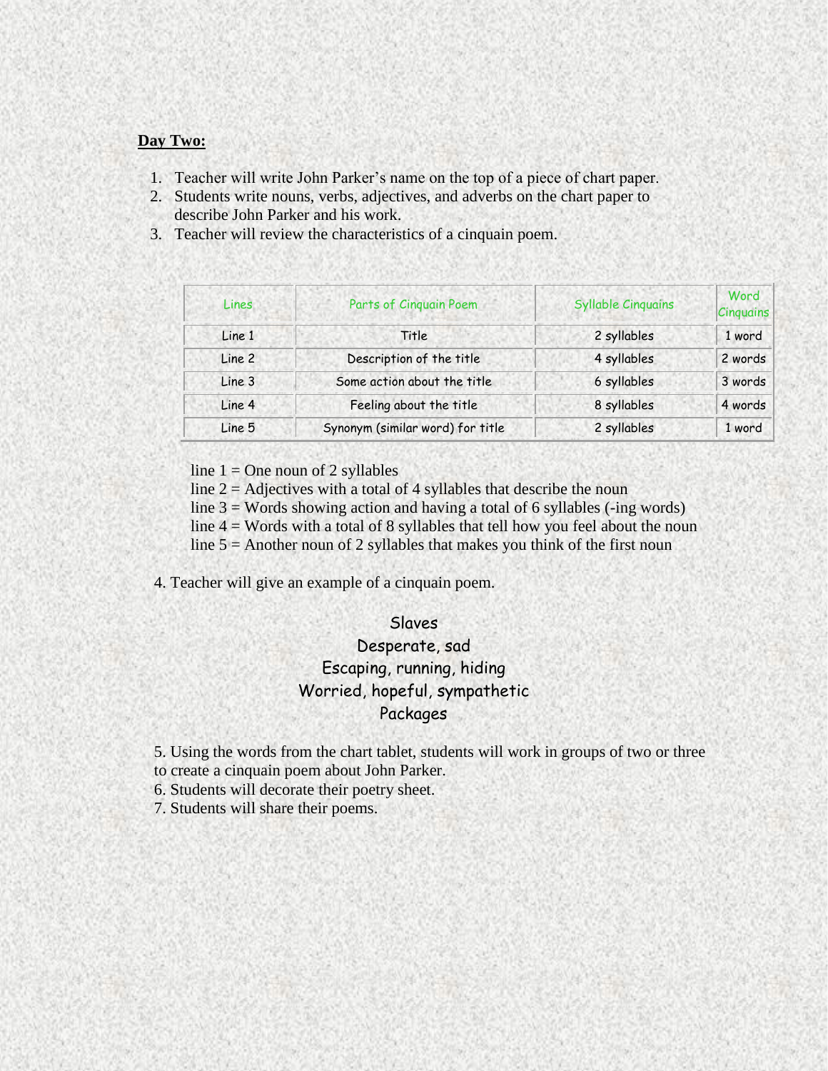**Day Two:**

1. Teacher will write John Parker's name on the top of a piece of chart paper.
2. Students write nouns, verbs, adjectives, and adverbs on the chart paper to describe John Parker and his work.
3. Teacher will review the characteristics of a cinquain poem.

| Lines | Parts of Cinquain Poem | Syllable Cinquains | Word Cinquains |
|---|---|---|---|
| Line 1 | Title | 2 syllables | 1 word |
| Line 2 | Description of the title | 4 syllables | 2 words |
| Line 3 | Some action about the title | 6 syllables | 3 words |
| Line 4 | Feeling about the title | 8 syllables | 4 words |
| Line 5 | Synonym (similar word) for title | 2 syllables | 1 word |

line 1 = One noun of 2 syllables
line 2 = Adjectives with a total of 4 syllables that describe the noun
line 3 = Words showing action and having a total of 6 syllables (-ing words)
line 4 = Words with a total of 8 syllables that tell how you feel about the noun
line 5 = Another noun of 2 syllables that makes you think of the first noun

4. Teacher will give an example of a cinquain poem.

Slaves
Desperate, sad
Escaping, running, hiding
Worried, hopeful, sympathetic
Packages

5. Using the words from the chart tablet, students will work in groups of two or three to create a cinquain poem about John Parker.
6. Students will decorate their poetry sheet.
7. Students will share their poems.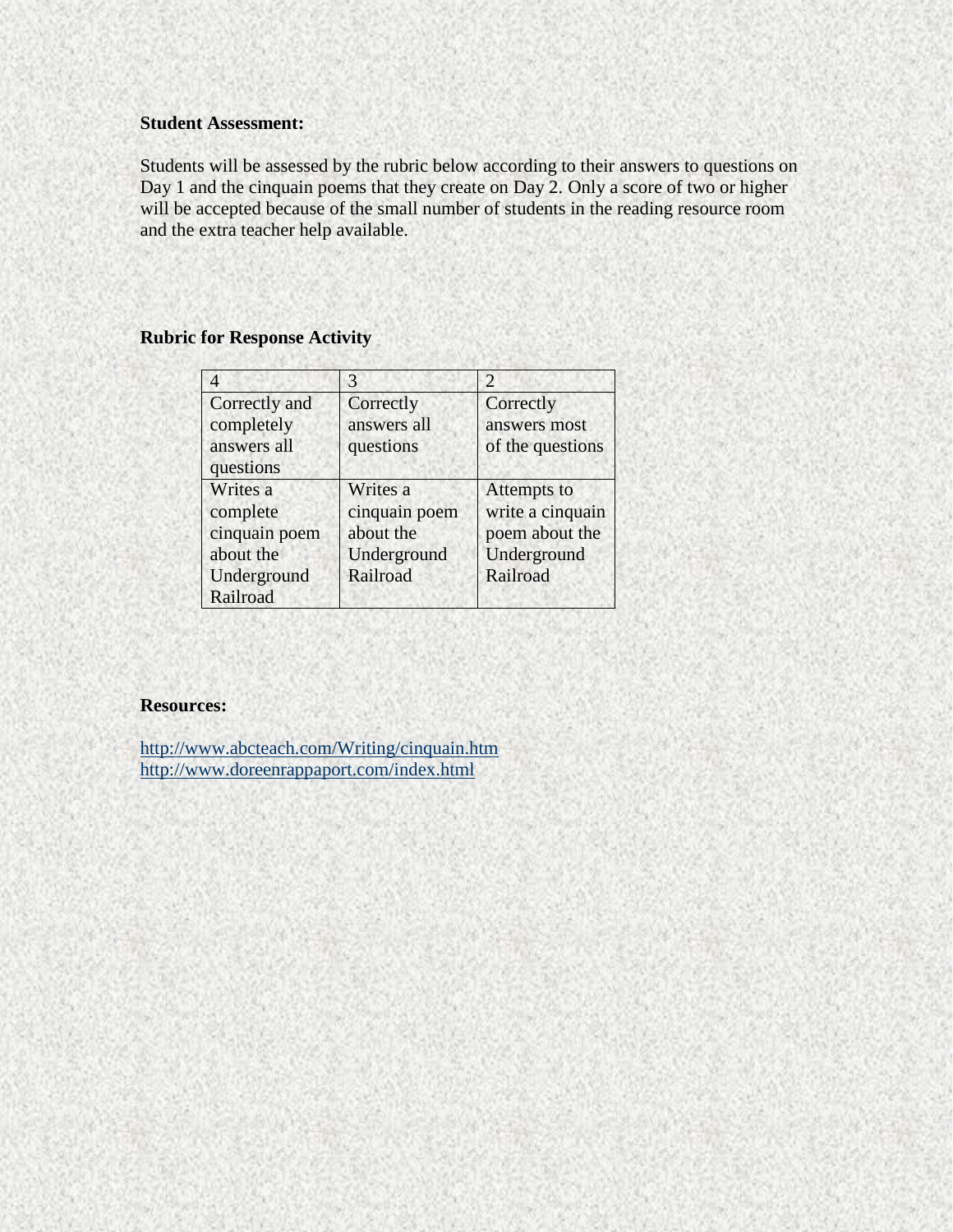**Student Assessment:**

Students will be assessed by the rubric below according to their answers to questions on Day 1 and the cinquain poems that they create on Day 2. Only a score of two or higher will be accepted because of the small number of students in the reading resource room and the extra teacher help available.

**Rubric for Response Activity**

| 4 | 3 | 2 |
|---|---|---|
| Correctly and completely answers all questions | Correctly answers all questions | Correctly answers most of the questions |
| Writes a complete cinquain poem about the Underground Railroad | Writes a cinquain poem about the Underground Railroad | Attempts to write a cinquain poem about the Underground Railroad |

**Resources:**

http://www.abcteach.com/Writing/cinquain.htm
http://www.doreenrappaport.com/index.html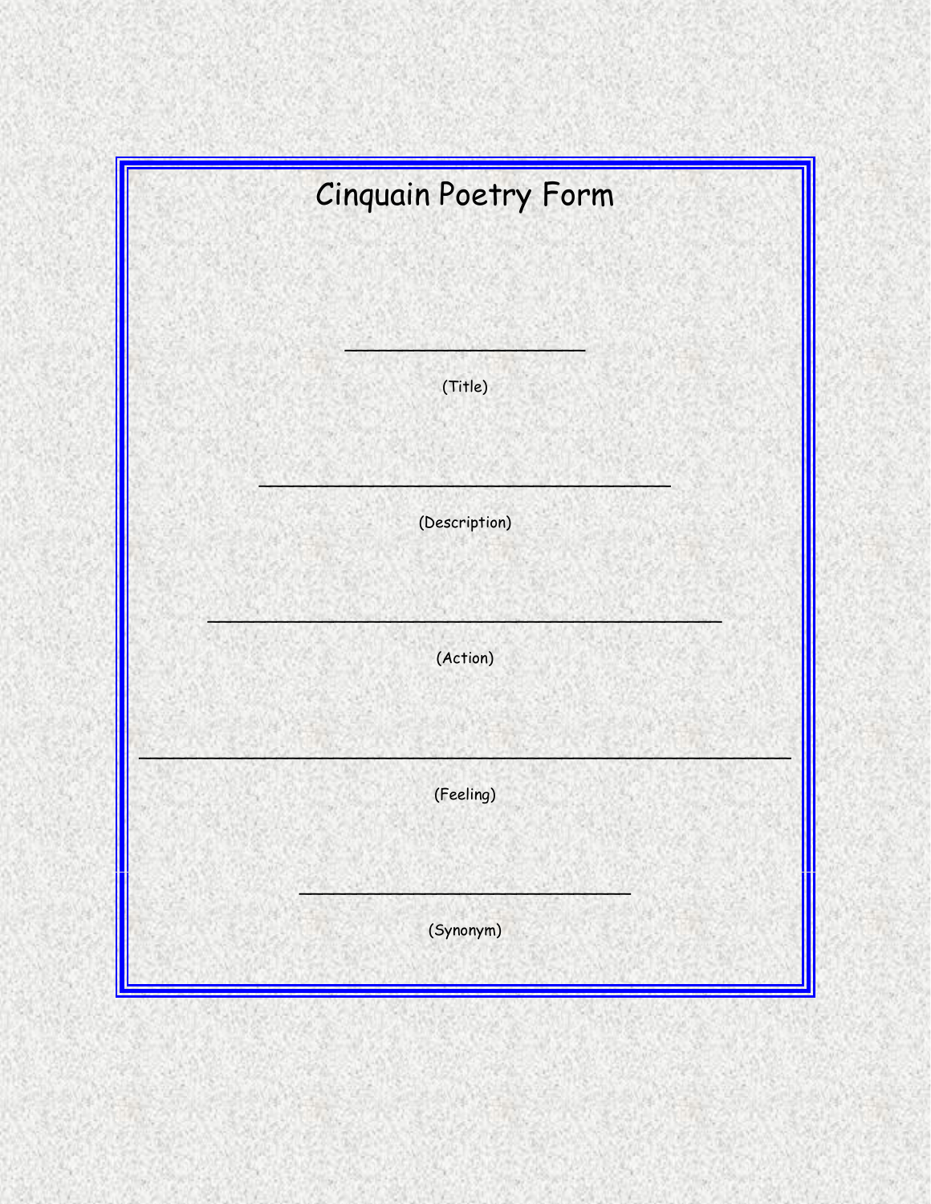# Cinquain Poetry Form

_____________________

(Title)

____________________________________

(Description)

_____________________________________________

(Action)

_________________________________________________________

(Feeling)

_____________________________

(Synonym)